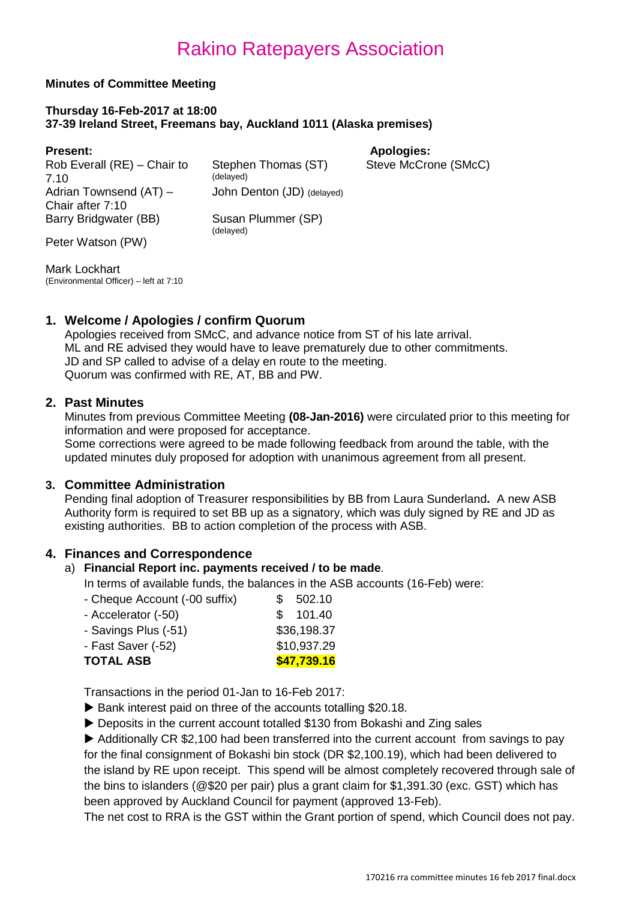# Rakino Ratepayers Association

**Minutes of Committee Meeting**

**Thursday 16-Feb-2017 at 18:00**
**37-39 Ireland Street, Freemans bay, Auckland 1011 (Alaska premises)**

| **Present:** | | **Apologies:** |
|---|---|---|
| Rob Everall (RE) – Chair to 7.10 | Stephen Thomas (ST) (delayed) | Steve McCrone (SMcC) |
| Adrian Townsend (AT) – Chair after 7:10 | John Denton (JD) (delayed) | |
| Barry Bridgwater (BB) | Susan Plummer (SP) (delayed) | |
| Peter Watson (PW) | | |
| Mark Lockhart (Environmental Officer) – left at 7:10 | | |

## 1. Welcome / Apologies / confirm Quorum

Apologies received from SMcC, and advance notice from ST of his late arrival.
ML and RE advised they would have to leave prematurely due to other commitments.
JD and SP called to advise of a delay en route to the meeting.
Quorum was confirmed with RE, AT, BB and PW.

## 2. Past Minutes

Minutes from previous Committee Meeting **(08-Jan-2016)** were circulated prior to this meeting for information and were proposed for acceptance.
Some corrections were agreed to be made following feedback from around the table, with the updated minutes duly proposed for adoption with unanimous agreement from all present.

## 3. Committee Administration

Pending final adoption of Treasurer responsibilities by BB from Laura Sunderland**.** A new ASB Authority form is required to set BB up as a signatory, which was duly signed by RE and JD as existing authorities. BB to action completion of the process with ASB.

## 4. Finances and Correspondence

a) **Financial Report inc. payments received / to be made**.

In terms of available funds, the balances in the ASB accounts (16-Feb) were:

| Account | Balance |
|---|---|
| - Cheque Account (-00 suffix) | $ 502.10 |
| - Accelerator (-50) | $ 101.40 |
| - Savings Plus (-51) | $36,198.37 |
| - Fast Saver (-52) | $10,937.29 |
| **TOTAL ASB** | **$47,739.16** |

Transactions in the period 01-Jan to 16-Feb 2017:

- ▶ Bank interest paid on three of the accounts totalling $20.18.
- ▶ Deposits in the current account totalled $130 from Bokashi and Zing sales
- ▶ Additionally CR $2,100 had been transferred into the current account from savings to pay for the final consignment of Bokashi bin stock (DR $2,100.19), which had been delivered to the island by RE upon receipt. This spend will be almost completely recovered through sale of the bins to islanders (@$20 per pair) plus a grant claim for $1,391.30 (exc. GST) which has been approved by Auckland Council for payment (approved 13-Feb).

The net cost to RRA is the GST within the Grant portion of spend, which Council does not pay.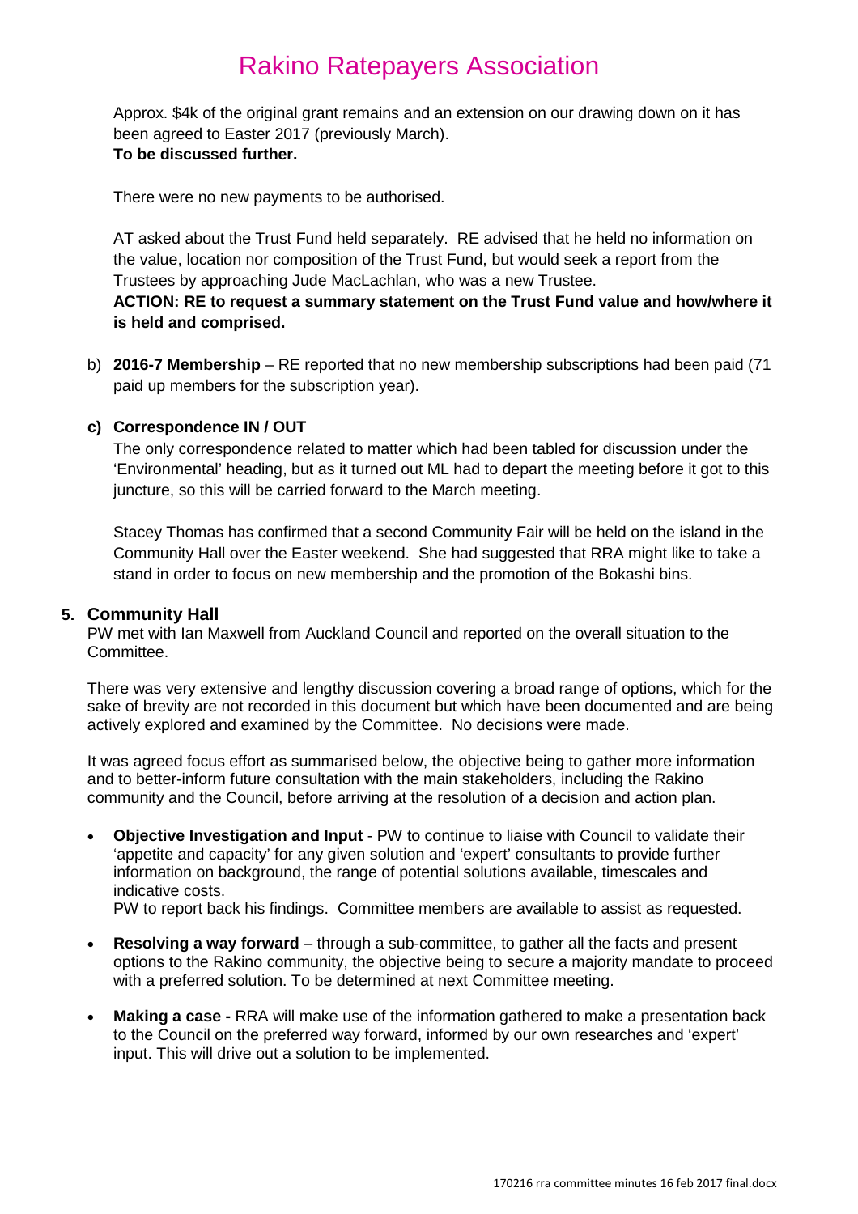Approx. $4k of the original grant remains and an extension on our drawing down on it has been agreed to Easter 2017 (previously March).
**To be discussed further.**

There were no new payments to be authorised.

AT asked about the Trust Fund held separately. RE advised that he held no information on the value, location nor composition of the Trust Fund, but would seek a report from the Trustees by approaching Jude MacLachlan, who was a new Trustee.
**ACTION: RE to request a summary statement on the Trust Fund value and how/where it is held and comprised.**

b) **2016-7 Membership** – RE reported that no new membership subscriptions had been paid (71 paid up members for the subscription year).

c) **Correspondence IN / OUT**

The only correspondence related to matter which had been tabled for discussion under the 'Environmental' heading, but as it turned out ML had to depart the meeting before it got to this juncture, so this will be carried forward to the March meeting.

Stacey Thomas has confirmed that a second Community Fair will be held on the island in the Community Hall over the Easter weekend. She had suggested that RRA might like to take a stand in order to focus on new membership and the promotion of the Bokashi bins.

## 5. Community Hall

PW met with Ian Maxwell from Auckland Council and reported on the overall situation to the Committee.

There was very extensive and lengthy discussion covering a broad range of options, which for the sake of brevity are not recorded in this document but which have been documented and are being actively explored and examined by the Committee. No decisions were made.

It was agreed focus effort as summarised below, the objective being to gather more information and to better-inform future consultation with the main stakeholders, including the Rakino community and the Council, before arriving at the resolution of a decision and action plan.

- **Objective Investigation and Input** - PW to continue to liaise with Council to validate their 'appetite and capacity' for any given solution and 'expert' consultants to provide further information on background, the range of potential solutions available, timescales and indicative costs.
  PW to report back his findings. Committee members are available to assist as requested.

- **Resolving a way forward** – through a sub-committee, to gather all the facts and present options to the Rakino community, the objective being to secure a majority mandate to proceed with a preferred solution. To be determined at next Committee meeting.

- **Making a case -** RRA will make use of the information gathered to make a presentation back to the Council on the preferred way forward, informed by our own researches and 'expert' input. This will drive out a solution to be implemented.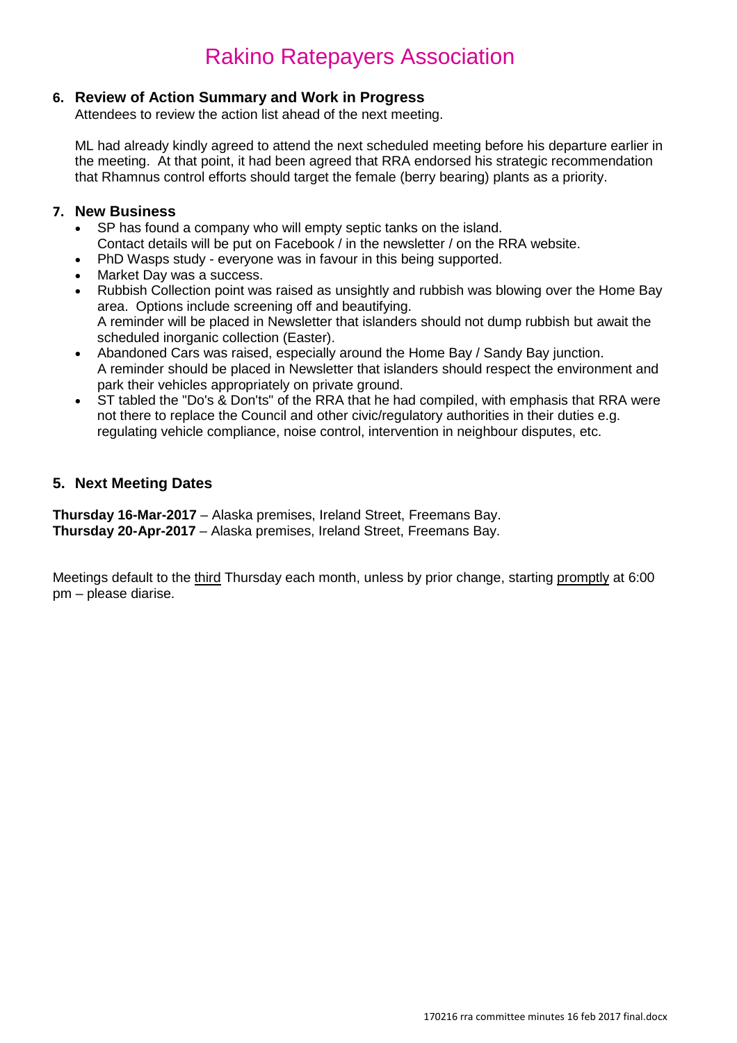# Rakino Ratepayers Association

## 6. Review of Action Summary and Work in Progress

Attendees to review the action list ahead of the next meeting.

ML had already kindly agreed to attend the next scheduled meeting before his departure earlier in the meeting. At that point, it had been agreed that RRA endorsed his strategic recommendation that Rhamnus control efforts should target the female (berry bearing) plants as a priority.

## 7. New Business

- SP has found a company who will empty septic tanks on the island. Contact details will be put on Facebook / in the newsletter / on the RRA website.
- PhD Wasps study - everyone was in favour in this being supported.
- Market Day was a success.
- Rubbish Collection point was raised as unsightly and rubbish was blowing over the Home Bay area. Options include screening off and beautifying. A reminder will be placed in Newsletter that islanders should not dump rubbish but await the scheduled inorganic collection (Easter).
- Abandoned Cars was raised, especially around the Home Bay / Sandy Bay junction. A reminder should be placed in Newsletter that islanders should respect the environment and park their vehicles appropriately on private ground.
- ST tabled the "Do's & Don'ts" of the RRA that he had compiled, with emphasis that RRA were not there to replace the Council and other civic/regulatory authorities in their duties e.g. regulating vehicle compliance, noise control, intervention in neighbour disputes, etc.

## 5. Next Meeting Dates

**Thursday 16-Mar-2017** – Alaska premises, Ireland Street, Freemans Bay.
**Thursday 20-Apr-2017** – Alaska premises, Ireland Street, Freemans Bay.

Meetings default to the third Thursday each month, unless by prior change, starting promptly at 6:00 pm – please diarise.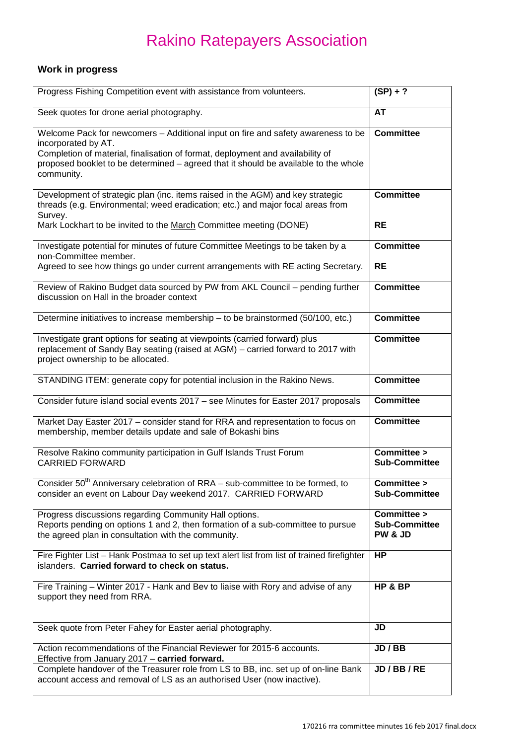# Rakino Ratepayers Association

### Work in progress

| | |
|---|---|
| Progress Fishing Competition event with assistance from volunteers. | **(SP) + ?** |
| Seek quotes for drone aerial photography. | **AT** |
| Welcome Pack for newcomers – Additional input on fire and safety awareness to be incorporated by AT.<br>Completion of material, finalisation of format, deployment and availability of proposed booklet to be determined – agreed that it should be available to the whole community. | **Committee** |
| Development of strategic plan (inc. items raised in the AGM) and key strategic threads (e.g. Environmental; weed eradication; etc.) and major focal areas from Survey.<br>Mark Lockhart to be invited to the March Committee meeting (DONE) | **Committee**<br><br>**RE** |
| Investigate potential for minutes of future Committee Meetings to be taken by a non-Committee member.<br>Agreed to see how things go under current arrangements with RE acting Secretary. | **Committee**<br><br>**RE** |
| Review of Rakino Budget data sourced by PW from AKL Council – pending further discussion on Hall in the broader context | **Committee** |
| Determine initiatives to increase membership – to be brainstormed (50/100, etc.) | **Committee** |
| Investigate grant options for seating at viewpoints (carried forward) plus replacement of Sandy Bay seating (raised at AGM) – carried forward to 2017 with project ownership to be allocated. | **Committee** |
| STANDING ITEM: generate copy for potential inclusion in the Rakino News. | **Committee** |
| Consider future island social events 2017 – see Minutes for Easter 2017 proposals | **Committee** |
| Market Day Easter 2017 – consider stand for RRA and representation to focus on membership, member details update and sale of Bokashi bins | **Committee** |
| Resolve Rakino community participation in Gulf Islands Trust Forum<br>CARRIED FORWARD | **Committee > Sub-Committee** |
| Consider 50th Anniversary celebration of RRA – sub-committee to be formed, to consider an event on Labour Day weekend 2017. CARRIED FORWARD | **Committee > Sub-Committee** |
| Progress discussions regarding Community Hall options.<br>Reports pending on options 1 and 2, then formation of a sub-committee to pursue the agreed plan in consultation with the community. | **Committee > Sub-Committee PW & JD** |
| Fire Fighter List – Hank Postmaa to set up text alert list from list of trained firefighter islanders. **Carried forward to check on status.** | **HP** |
| Fire Training – Winter 2017 - Hank and Bev to liaise with Rory and advise of any support they need from RRA. | **HP & BP** |
| Seek quote from Peter Fahey for Easter aerial photography. | **JD** |
| Action recommendations of the Financial Reviewer for 2015-6 accounts.<br>Effective from January 2017 – **carried forward.** | **JD / BB** |
| Complete handover of the Treasurer role from LS to BB, inc. set up of on-line Bank account access and removal of LS as an authorised User (now inactive). | **JD / BB / RE** |

170216 rra committee minutes 16 feb 2017 final.docx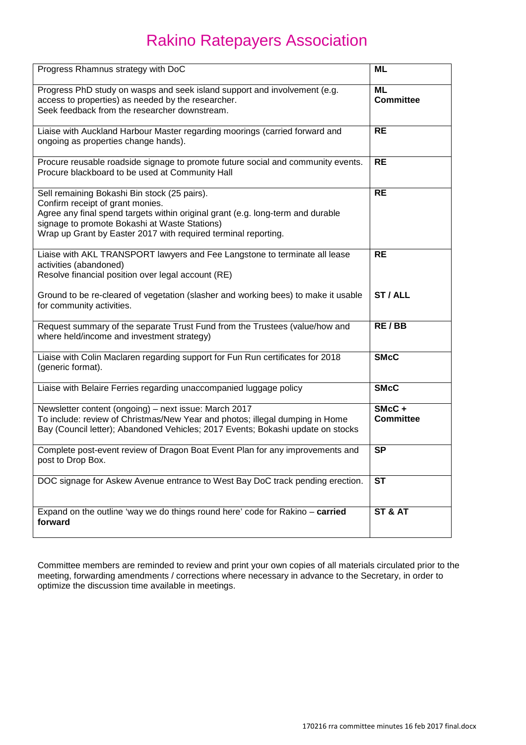# Rakino Ratepayers Association

| | |
|---|---|
| Progress Rhamnus strategy with DoC | **ML** |
| Progress PhD study on wasps and seek island support and involvement (e.g. access to properties) as needed by the researcher.<br>Seek feedback from the researcher downstream. | **ML**<br>**Committee** |
| Liaise with Auckland Harbour Master regarding moorings (carried forward and ongoing as properties change hands). | **RE** |
| Procure reusable roadside signage to promote future social and community events.<br>Procure blackboard to be used at Community Hall | **RE** |
| Sell remaining Bokashi Bin stock (25 pairs).<br>Confirm receipt of grant monies.<br>Agree any final spend targets within original grant (e.g. long-term and durable signage to promote Bokashi at Waste Stations)<br>Wrap up Grant by Easter 2017 with required terminal reporting. | **RE** |
| Liaise with AKL TRANSPORT lawyers and Fee Langstone to terminate all lease activities (abandoned)<br>Resolve financial position over legal account (RE)<br><br>Ground to be re-cleared of vegetation (slasher and working bees) to make it usable for community activities. | **RE**<br><br><br>**ST / ALL** |
| Request summary of the separate Trust Fund from the Trustees (value/how and where held/income and investment strategy) | **RE / BB** |
| Liaise with Colin Maclaren regarding support for Fun Run certificates for 2018 (generic format). | **SMcC** |
| Liaise with Belaire Ferries regarding unaccompanied luggage policy | **SMcC** |
| Newsletter content (ongoing) – next issue: March 2017<br>To include: review of Christmas/New Year and photos; illegal dumping in Home Bay (Council letter); Abandoned Vehicles; 2017 Events; Bokashi update on stocks | **SMcC +**<br>**Committee** |
| Complete post-event review of Dragon Boat Event Plan for any improvements and post to Drop Box. | **SP** |
| DOC signage for Askew Avenue entrance to West Bay DoC track pending erection. | **ST** |
| Expand on the outline 'way we do things round here' code for Rakino – **carried forward** | **ST & AT** |

Committee members are reminded to review and print your own copies of all materials circulated prior to the meeting, forwarding amendments / corrections where necessary in advance to the Secretary, in order to optimize the discussion time available in meetings.